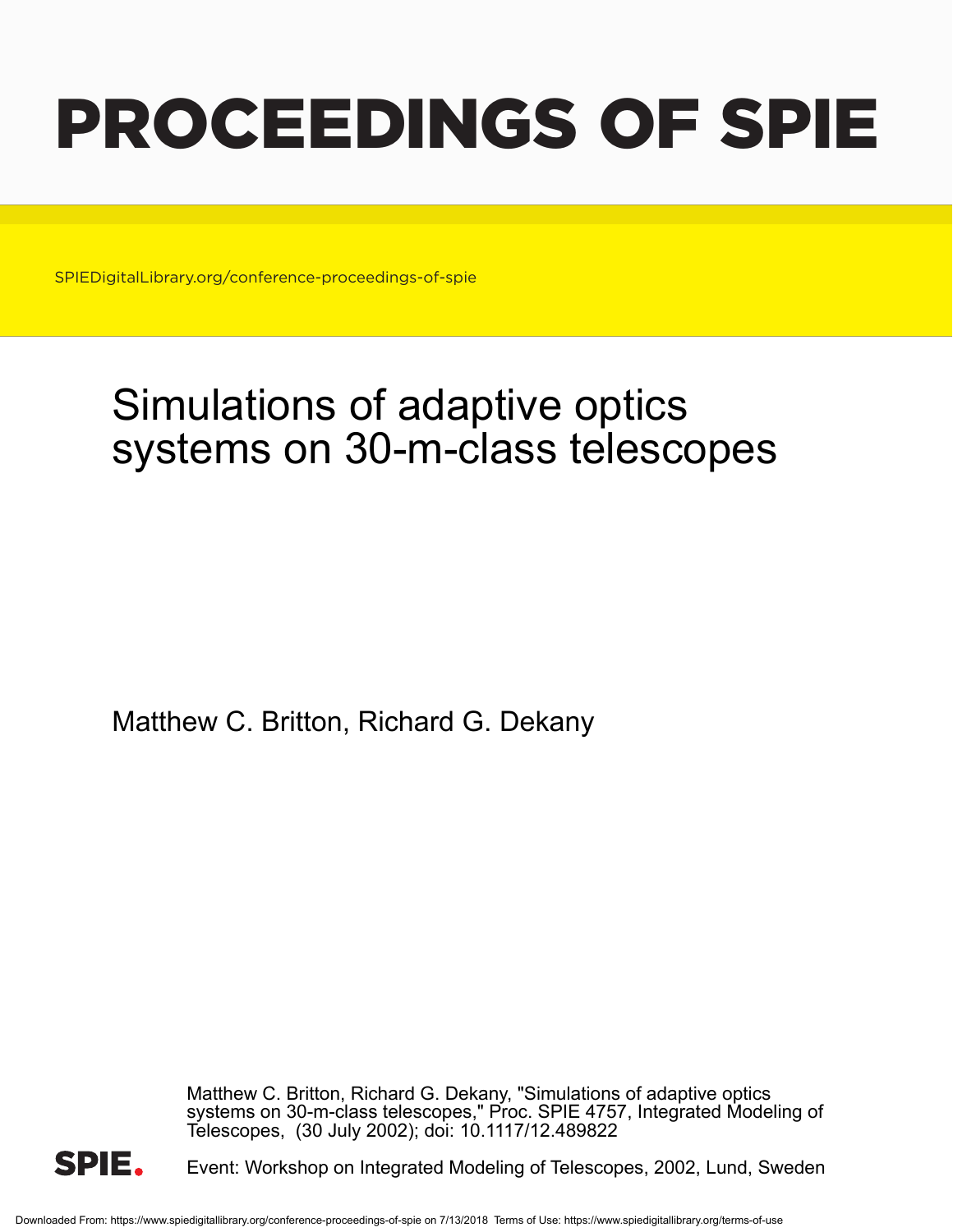# PROCEEDINGS OF SPIE

SPIEDigitalLibrary.org/conference-proceedings-of-spie

## Simulations of adaptive optics systems on 30-m-class telescopes

Matthew C. Britton, Richard G. Dekany

Matthew C. Britton, Richard G. Dekany, "Simulations of adaptive optics systems on 30-m-class telescopes," Proc. SPIE 4757, Integrated Modeling of Telescopes, (30 July 2002); doi: 10.1117/12.489822

Event: Workshop on Integrated Modeling of Telescopes, 2002, Lund, Sweden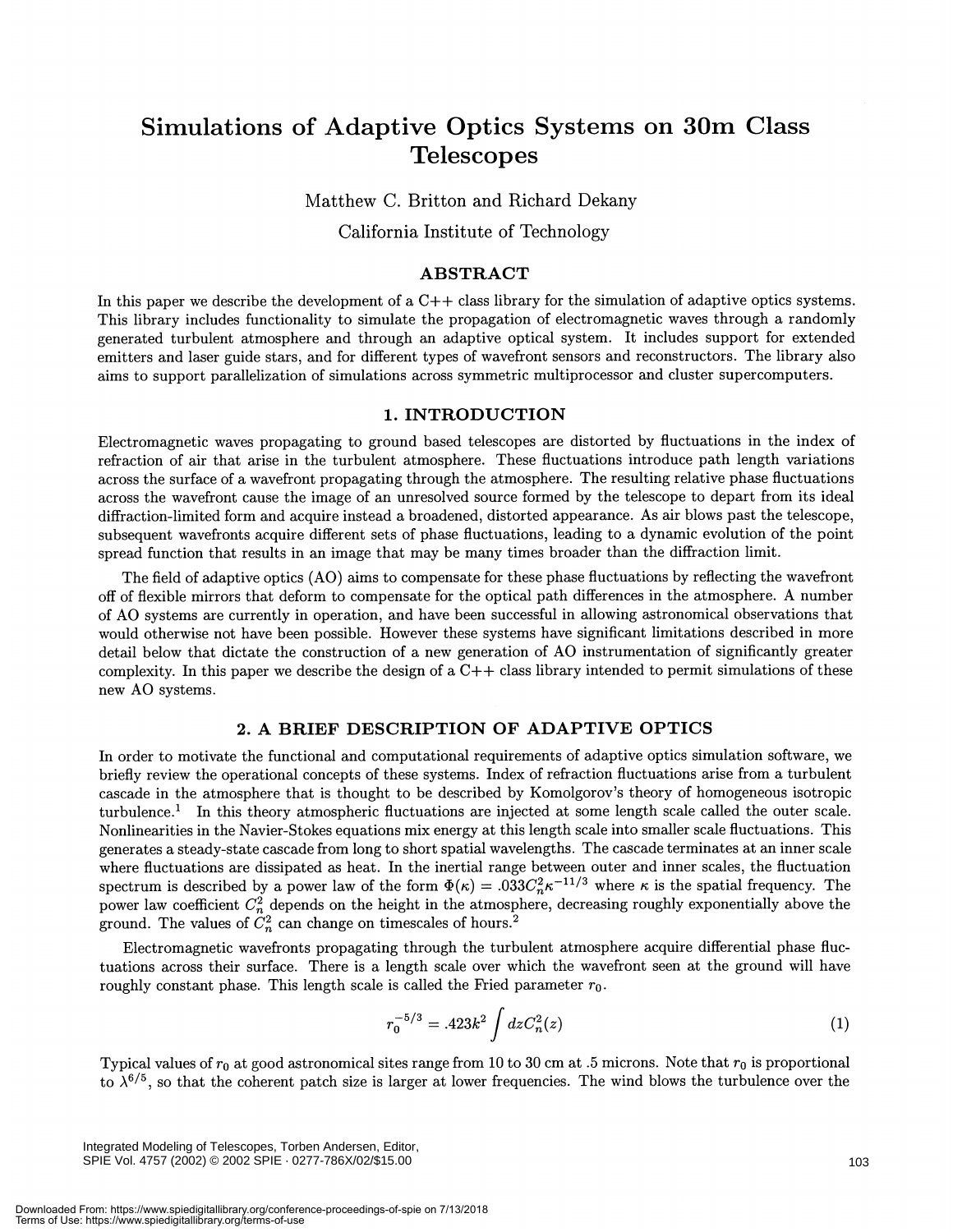# Simulations of Adaptive Optics Systems on 30m Class Telescopes

Matthew C. Britton and Richard Dekany

California Institute of Technology

## ABSTRACT

In this paper we describe the development of a C++ class library for the simulation of adaptive optics systems. This library includes functionality to simulate the propagation of electromagnetic waves through a randomly generated turbulent atmosphere and through an adaptive optical system. It includes support for extended emitters and laser guide stars, and for different types of wavefront sensors and reconstructors. The library also aims to support parallelization of simulations across symmetric multiprocessor and cluster supercomputers.

## 1. INTRODUCTION

Electromagnetic waves propagating to ground based telescopes are distorted by fluctuations in the index of refraction of air that arise in the turbulent atmosphere. These fluctuations introduce path length variations across the surface of a wavefront propagating through the atmosphere. The resulting relative phase fluctuations across the wavefront cause the image of an unresolved source formed by the telescope to depart from its ideal diffraction-limited form and acquire instead a broadened, distorted appearance. As air blows past the telescope, subsequent wavefronts acquire different sets of phase fluctuations, leading to a dynamic evolution of the point spread function that results in an image that may be many times broader than the diffraction limit.

The field of adaptive optics (AO) aims to compensate for these phase fluctuations by reflecting the wavefront off of flexible mirrors that deform to compensate for the optical path differences in the atmosphere. A number of AO systems are currently in operation, and have been successful in allowing astronomical observations that would otherwise not have been possible. However these systems have significant limitations described in more detail below that dictate the construction of a new generation of AO instrumentation of significantly greater complexity. In this paper we describe the design of a C++ class library intended to permit simulations of these new AO systems.

## 2. A BRIEF DESCRIPTION OF ADAPTIVE OPTICS

In order to motivate the functional and computational requirements of adaptive optics simulation software, we briefly review the operational concepts of these systems. Index of refraction fluctuations arise from a turbulent cascade in the atmosphere that is thought to be described by Komolgorov's theory of homogeneous isotropic turbulence.[1] In this theory atmospheric fluctuations are injected at some length scale called the outer scale. Nonlinearities in the Navier-Stokes equations mix energy at this length scale into smaller scale fluctuations. This generates a steady-state cascade from long to short spatial wavelengths. The cascade terminates at an inner scale where fluctuations are dissipated as heat. In the inertial range between outer and inner scales, the fluctuation spectrum is described by a power law of the form $\Phi(\kappa) = .033 C_n^2 \kappa^{-11/3}$ where $\kappa$ is the spatial frequency. The power law coefficient $C_n^2$ depends on the height in the atmosphere, decreasing roughly exponentially above the ground. The values of $C_n^2$ can change on timescales of hours.[2]

Electromagnetic wavefronts propagating through the turbulent atmosphere acquire differential phase fluctuations across their surface. There is a length scale over which the wavefront seen at the ground will have roughly constant phase. This length scale is called the Fried parameter $r_0$.

$$r_0^{-5/3} = .423 k^2 \int dz C_n^2(z) \tag{1}$$

Typical values of $r_0$ at good astronomical sites range from 10 to 30 cm at .5 microns. Note that $r_0$ is proportional to $\lambda^{6/5}$, so that the coherent patch size is larger at lower frequencies. The wind blows the turbulence over the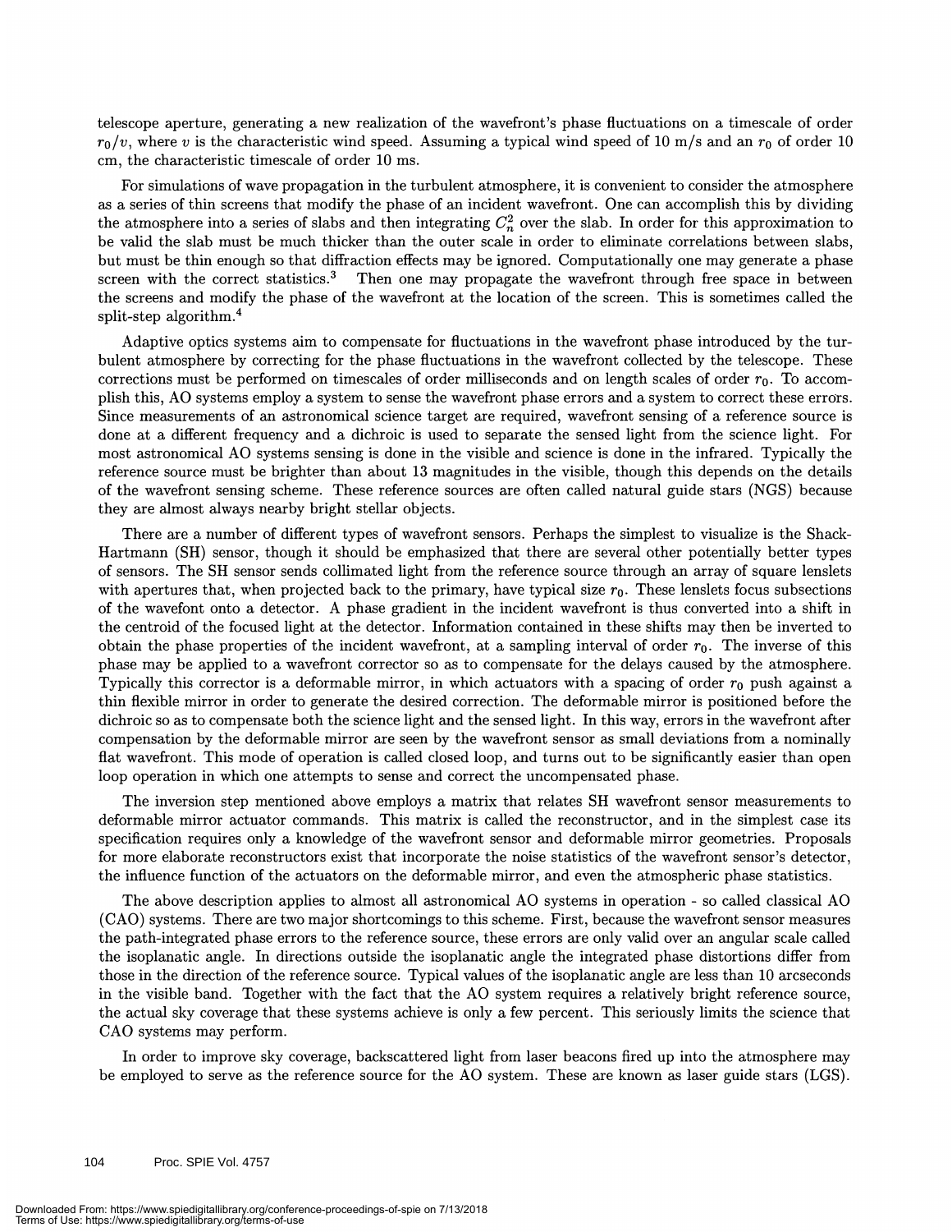telescope aperture, generating a new realization of the wavefront's phase fluctuations on a timescale of order $r_0/v$, where $v$ is the characteristic wind speed. Assuming a typical wind speed of 10 m/s and an $r_0$ of order 10 cm, the characteristic timescale of order 10 ms.

For simulations of wave propagation in the turbulent atmosphere, it is convenient to consider the atmosphere as a series of thin screens that modify the phase of an incident wavefront. One can accomplish this by dividing the atmosphere into a series of slabs and then integrating $C_n^2$ over the slab. In order for this approximation to be valid the slab must be much thicker than the outer scale in order to eliminate correlations between slabs, but must be thin enough so that diffraction effects may be ignored. Computationally one may generate a phase screen with the correct statistics.[3] Then one may propagate the wavefront through free space in between the screens and modify the phase of the wavefront at the location of the screen. This is sometimes called the split-step algorithm.[4]

Adaptive optics systems aim to compensate for fluctuations in the wavefront phase introduced by the turbulent atmosphere by correcting for the phase fluctuations in the wavefront collected by the telescope. These corrections must be performed on timescales of order milliseconds and on length scales of order $r_0$. To accomplish this, AO systems employ a system to sense the wavefront phase errors and a system to correct these errors. Since measurements of an astronomical science target are required, wavefront sensing of a reference source is done at a different frequency and a dichroic is used to separate the sensed light from the science light. For most astronomical AO systems sensing is done in the visible and science is done in the infrared. Typically the reference source must be brighter than about 13 magnitudes in the visible, though this depends on the details of the wavefront sensing scheme. These reference sources are often called natural guide stars (NGS) because they are almost always nearby bright stellar objects.

There are a number of different types of wavefront sensors. Perhaps the simplest to visualize is the Shack-Hartmann (SH) sensor, though it should be emphasized that there are several other potentially better types of sensors. The SH sensor sends collimated light from the reference source through an array of square lenslets with apertures that, when projected back to the primary, have typical size $r_0$. These lenslets focus subsections of the wavefont onto a detector. A phase gradient in the incident wavefront is thus converted into a shift in the centroid of the focused light at the detector. Information contained in these shifts may then be inverted to obtain the phase properties of the incident wavefront, at a sampling interval of order $r_0$. The inverse of this phase may be applied to a wavefront corrector so as to compensate for the delays caused by the atmosphere. Typically this corrector is a deformable mirror, in which actuators with a spacing of order $r_0$ push against a thin flexible mirror in order to generate the desired correction. The deformable mirror is positioned before the dichroic so as to compensate both the science light and the sensed light. In this way, errors in the wavefront after compensation by the deformable mirror are seen by the wavefront sensor as small deviations from a nominally flat wavefront. This mode of operation is called closed loop, and turns out to be significantly easier than open loop operation in which one attempts to sense and correct the uncompensated phase.

The inversion step mentioned above employs a matrix that relates SH wavefront sensor measurements to deformable mirror actuator commands. This matrix is called the reconstructor, and in the simplest case its specification requires only a knowledge of the wavefront sensor and deformable mirror geometries. Proposals for more elaborate reconstructors exist that incorporate the noise statistics of the wavefront sensor's detector, the influence function of the actuators on the deformable mirror, and even the atmospheric phase statistics.

The above description applies to almost all astronomical AO systems in operation - so called classical AO (CAO) systems. There are two major shortcomings to this scheme. First, because the wavefront sensor measures the path-integrated phase errors to the reference source, these errors are only valid over an angular scale called the isoplanatic angle. In directions outside the isoplanatic angle the integrated phase distortions differ from those in the direction of the reference source. Typical values of the isoplanatic angle are less than 10 arcseconds in the visible band. Together with the fact that the AO system requires a relatively bright reference source, the actual sky coverage that these systems achieve is only a few percent. This seriously limits the science that CAO systems may perform.

In order to improve sky coverage, backscattered light from laser beacons fired up into the atmosphere may be employed to serve as the reference source for the AO system. These are known as laser guide stars (LGS).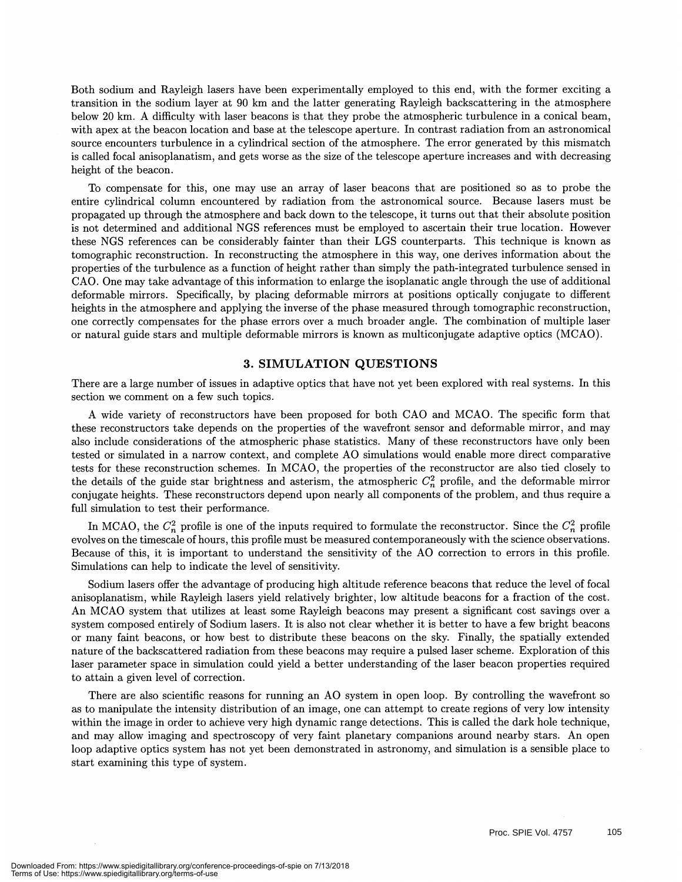Both sodium and Rayleigh lasers have been experimentally employed to this end, with the former exciting a transition in the sodium layer at 90 km and the latter generating Rayleigh backscattering in the atmosphere below 20 km. A difficulty with laser beacons is that they probe the atmospheric turbulence in a conical beam, with apex at the beacon location and base at the telescope aperture. In contrast radiation from an astronomical source encounters turbulence in a cylindrical section of the atmosphere. The error generated by this mismatch is called focal anisoplanatism, and gets worse as the size of the telescope aperture increases and with decreasing height of the beacon.

To compensate for this, one may use an array of laser beacons that are positioned so as to probe the entire cylindrical column encountered by radiation from the astronomical source. Because lasers must be propagated up through the atmosphere and back down to the telescope, it turns out that their absolute position is not determined and additional NGS references must be employed to ascertain their true location. However these NGS references can be considerably fainter than their LGS counterparts. This technique is known as tomographic reconstruction. In reconstructing the atmosphere in this way, one derives information about the properties of the turbulence as a function of height rather than simply the path-integrated turbulence sensed in CAO. One may take advantage of this information to enlarge the isoplanatic angle through the use of additional deformable mirrors. Specifically, by placing deformable mirrors at positions optically conjugate to different heights in the atmosphere and applying the inverse of the phase measured through tomographic reconstruction, one correctly compensates for the phase errors over a much broader angle. The combination of multiple laser or natural guide stars and multiple deformable mirrors is known as multiconjugate adaptive optics (MCAO).

## 3. SIMULATION QUESTIONS

There are a large number of issues in adaptive optics that have not yet been explored with real systems. In this section we comment on a few such topics.

A wide variety of reconstructors have been proposed for both CAO and MCAO. The specific form that these reconstructors take depends on the properties of the wavefront sensor and deformable mirror, and may also include considerations of the atmospheric phase statistics. Many of these reconstructors have only been tested or simulated in a narrow context, and complete AO simulations would enable more direct comparative tests for these reconstruction schemes. In MCAO, the properties of the reconstructor are also tied closely to the details of the guide star brightness and asterism, the atmospheric $C_n^2$ profile, and the deformable mirror conjugate heights. These reconstructors depend upon nearly all components of the problem, and thus require a full simulation to test their performance.

In MCAO, the $C_n^2$ profile is one of the inputs required to formulate the reconstructor. Since the $C_n^2$ profile evolves on the timescale of hours, this profile must be measured contemporaneously with the science observations. Because of this, it is important to understand the sensitivity of the AO correction to errors in this profile. Simulations can help to indicate the level of sensitivity.

Sodium lasers offer the advantage of producing high altitude reference beacons that reduce the level of focal anisoplanatism, while Rayleigh lasers yield relatively brighter, low altitude beacons for a fraction of the cost. An MCAO system that utilizes at least some Rayleigh beacons may present a significant cost savings over a system composed entirely of Sodium lasers. It is also not clear whether it is better to have a few bright beacons or many faint beacons, or how best to distribute these beacons on the sky. Finally, the spatially extended nature of the backscattered radiation from these beacons may require a pulsed laser scheme. Exploration of this laser parameter space in simulation could yield a better understanding of the laser beacon properties required to attain a given level of correction.

There are also scientific reasons for running an AO system in open loop. By controlling the wavefront so as to manipulate the intensity distribution of an image, one can attempt to create regions of very low intensity within the image in order to achieve very high dynamic range detections. This is called the dark hole technique, and may allow imaging and spectroscopy of very faint planetary companions around nearby stars. An open loop adaptive optics system has not yet been demonstrated in astronomy, and simulation is a sensible place to start examining this type of system.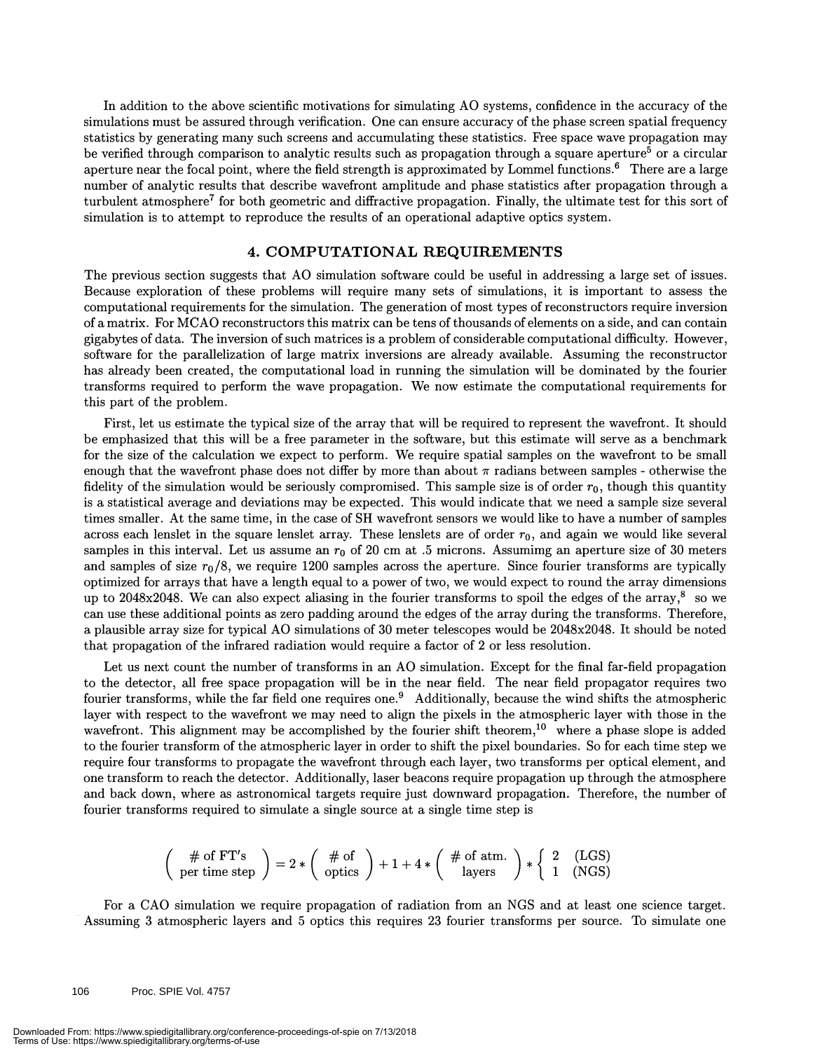In addition to the above scientific motivations for simulating AO systems, confidence in the accuracy of the simulations must be assured through verification. One can ensure accuracy of the phase screen spatial frequency statistics by generating many such screens and accumulating these statistics. Free space wave propagation may be verified through comparison to analytic results such as propagation through a square aperture[5] or a circular aperture near the focal point, where the field strength is approximated by Lommel functions.[6] There are a large number of analytic results that describe wavefront amplitude and phase statistics after propagation through a turbulent atmosphere[7] for both geometric and diffractive propagation. Finally, the ultimate test for this sort of simulation is to attempt to reproduce the results of an operational adaptive optics system.

## 4. COMPUTATIONAL REQUIREMENTS

The previous section suggests that AO simulation software could be useful in addressing a large set of issues. Because exploration of these problems will require many sets of simulations, it is important to assess the computational requirements for the simulation. The generation of most types of reconstructors require inversion of a matrix. For MCAO reconstructors this matrix can be tens of thousands of elements on a side, and can contain gigabytes of data. The inversion of such matrices is a problem of considerable computational difficulty. However, software for the parallelization of large matrix inversions are already available. Assuming the reconstructor has already been created, the computational load in running the simulation will be dominated by the fourier transforms required to perform the wave propagation. We now estimate the computational requirements for this part of the problem.

First, let us estimate the typical size of the array that will be required to represent the wavefront. It should be emphasized that this will be a free parameter in the software, but this estimate will serve as a benchmark for the size of the calculation we expect to perform. We require spatial samples on the wavefront to be small enough that the wavefront phase does not differ by more than about $\pi$ radians between samples - otherwise the fidelity of the simulation would be seriously compromised. This sample size is of order $r_0$, though this quantity is a statistical average and deviations may be expected. This would indicate that we need a sample size several times smaller. At the same time, in the case of SH wavefront sensors we would like to have a number of samples across each lenslet in the square lenslet array. These lenslets are of order $r_0$, and again we would like several samples in this interval. Let us assume an $r_0$ of 20 cm at .5 microns. Assumimg an aperture size of 30 meters and samples of size $r_0/8$, we require 1200 samples across the aperture. Since fourier transforms are typically optimized for arrays that have a length equal to a power of two, we would expect to round the array dimensions up to 2048x2048. We can also expect aliasing in the fourier transforms to spoil the edges of the array,[8] so we can use these additional points as zero padding around the edges of the array during the transforms. Therefore, a plausible array size for typical AO simulations of 30 meter telescopes would be 2048x2048. It should be noted that propagation of the infrared radiation would require a factor of 2 or less resolution.

Let us next count the number of transforms in an AO simulation. Except for the final far-field propagation to the detector, all free space propagation will be in the near field. The near field propagator requires two fourier transforms, while the far field one requires one.[9] Additionally, because the wind shifts the atmospheric layer with respect to the wavefront we may need to align the pixels in the atmospheric layer with those in the wavefront. This alignment may be accomplished by the fourier shift theorem,[10] where a phase slope is added to the fourier transform of the atmospheric layer in order to shift the pixel boundaries. So for each time step we require four transforms to propagate the wavefront through each layer, two transforms per optical element, and one transform to reach the detector. Additionally, laser beacons require propagation up through the atmosphere and back down, where as astronomical targets require just downward propagation. Therefore, the number of fourier transforms required to simulate a single source at a single time step is

$$\left( \begin{array}{c} \#\text{ of FT's} \\ \text{per time step} \end{array} \right) = 2 * \left( \begin{array}{c} \#\text{ of} \\ \text{optics} \end{array} \right) + 1 + 4 * \left( \begin{array}{c} \#\text{ of atm.} \\ \text{layers} \end{array} \right) * \left\{ \begin{array}{ll} 2 & \text{(LGS)} \\ 1 & \text{(NGS)} \end{array} \right.$$

For a CAO simulation we require propagation of radiation from an NGS and at least one science target. Assuming 3 atmospheric layers and 5 optics this requires 23 fourier transforms per source. To simulate one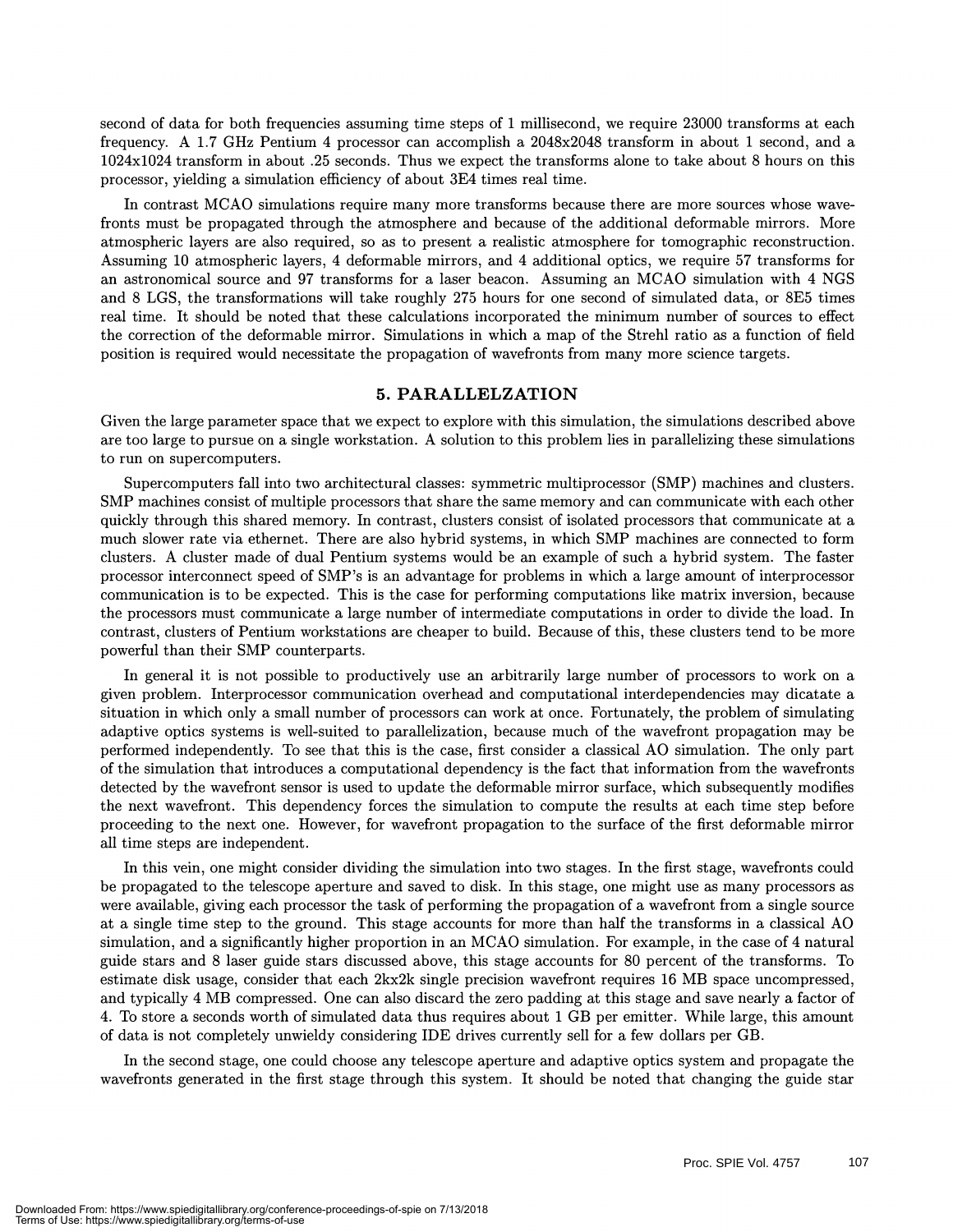second of data for both frequencies assuming time steps of 1 millisecond, we require 23000 transforms at each frequency. A 1.7 GHz Pentium 4 processor can accomplish a 2048x2048 transform in about 1 second, and a 1024x1024 transform in about .25 seconds. Thus we expect the transforms alone to take about 8 hours on this processor, yielding a simulation efficiency of about 3E4 times real time.

In contrast MCAO simulations require many more transforms because there are more sources whose wavefronts must be propagated through the atmosphere and because of the additional deformable mirrors. More atmospheric layers are also required, so as to present a realistic atmosphere for tomographic reconstruction. Assuming 10 atmospheric layers, 4 deformable mirrors, and 4 additional optics, we require 57 transforms for an astronomical source and 97 transforms for a laser beacon. Assuming an MCAO simulation with 4 NGS and 8 LGS, the transformations will take roughly 275 hours for one second of simulated data, or 8E5 times real time. It should be noted that these calculations incorporated the minimum number of sources to effect the correction of the deformable mirror. Simulations in which a map of the Strehl ratio as a function of field position is required would necessitate the propagation of wavefronts from many more science targets.

## 5. PARALLELZATION

Given the large parameter space that we expect to explore with this simulation, the simulations described above are too large to pursue on a single workstation. A solution to this problem lies in parallelizing these simulations to run on supercomputers.

Supercomputers fall into two architectural classes: symmetric multiprocessor (SMP) machines and clusters. SMP machines consist of multiple processors that share the same memory and can communicate with each other quickly through this shared memory. In contrast, clusters consist of isolated processors that communicate at a much slower rate via ethernet. There are also hybrid systems, in which SMP machines are connected to form clusters. A cluster made of dual Pentium systems would be an example of such a hybrid system. The faster processor interconnect speed of SMP's is an advantage for problems in which a large amount of interprocessor communication is to be expected. This is the case for performing computations like matrix inversion, because the processors must communicate a large number of intermediate computations in order to divide the load. In contrast, clusters of Pentium workstations are cheaper to build. Because of this, these clusters tend to be more powerful than their SMP counterparts.

In general it is not possible to productively use an arbitrarily large number of processors to work on a given problem. Interprocessor communication overhead and computational interdependencies may dicatate a situation in which only a small number of processors can work at once. Fortunately, the problem of simulating adaptive optics systems is well-suited to parallelization, because much of the wavefront propagation may be performed independently. To see that this is the case, first consider a classical AO simulation. The only part of the simulation that introduces a computational dependency is the fact that information from the wavefronts detected by the wavefront sensor is used to update the deformable mirror surface, which subsequently modifies the next wavefront. This dependency forces the simulation to compute the results at each time step before proceeding to the next one. However, for wavefront propagation to the surface of the first deformable mirror all time steps are independent.

In this vein, one might consider dividing the simulation into two stages. In the first stage, wavefronts could be propagated to the telescope aperture and saved to disk. In this stage, one might use as many processors as were available, giving each processor the task of performing the propagation of a wavefront from a single source at a single time step to the ground. This stage accounts for more than half the transforms in a classical AO simulation, and a significantly higher proportion in an MCAO simulation. For example, in the case of 4 natural guide stars and 8 laser guide stars discussed above, this stage accounts for 80 percent of the transforms. To estimate disk usage, consider that each 2kx2k single precision wavefront requires 16 MB space uncompressed, and typically 4 MB compressed. One can also discard the zero padding at this stage and save nearly a factor of 4. To store a seconds worth of simulated data thus requires about 1 GB per emitter. While large, this amount of data is not completely unwieldy considering IDE drives currently sell for a few dollars per GB.

In the second stage, one could choose any telescope aperture and adaptive optics system and propagate the wavefronts generated in the first stage through this system. It should be noted that changing the guide star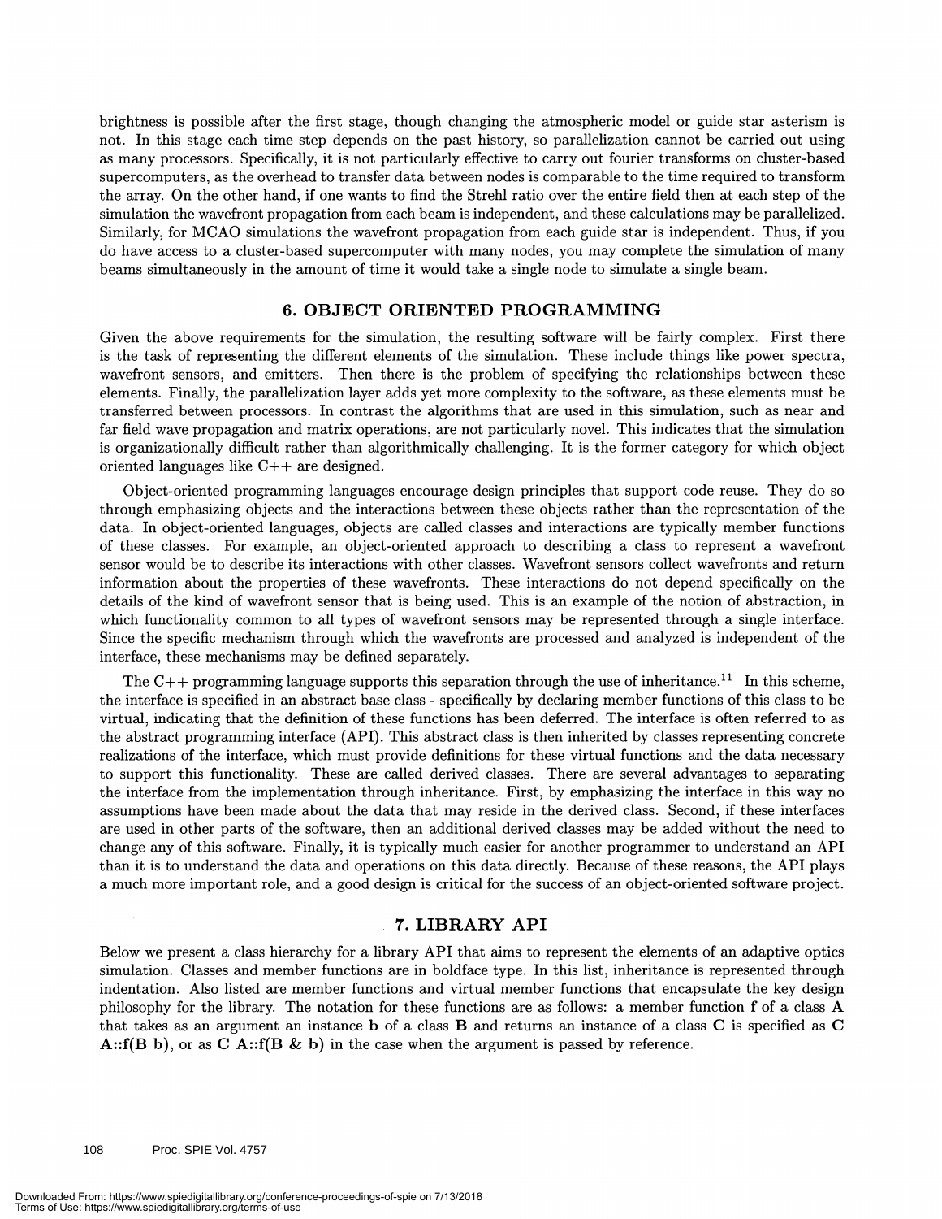brightness is possible after the first stage, though changing the atmospheric model or guide star asterism is not. In this stage each time step depends on the past history, so parallelization cannot be carried out using as many processors. Specifically, it is not particularly effective to carry out fourier transforms on cluster-based supercomputers, as the overhead to transfer data between nodes is comparable to the time required to transform the array. On the other hand, if one wants to find the Strehl ratio over the entire field then at each step of the simulation the wavefront propagation from each beam is independent, and these calculations may be parallelized. Similarly, for MCAO simulations the wavefront propagation from each guide star is independent. Thus, if you do have access to a cluster-based supercomputer with many nodes, you may complete the simulation of many beams simultaneously in the amount of time it would take a single node to simulate a single beam.

## 6. OBJECT ORIENTED PROGRAMMING

Given the above requirements for the simulation, the resulting software will be fairly complex. First there is the task of representing the different elements of the simulation. These include things like power spectra, wavefront sensors, and emitters. Then there is the problem of specifying the relationships between these elements. Finally, the parallelization layer adds yet more complexity to the software, as these elements must be transferred between processors. In contrast the algorithms that are used in this simulation, such as near and far field wave propagation and matrix operations, are not particularly novel. This indicates that the simulation is organizationally difficult rather than algorithmically challenging. It is the former category for which object oriented languages like C++ are designed.

Object-oriented programming languages encourage design principles that support code reuse. They do so through emphasizing objects and the interactions between these objects rather than the representation of the data. In object-oriented languages, objects are called classes and interactions are typically member functions of these classes. For example, an object-oriented approach to describing a class to represent a wavefront sensor would be to describe its interactions with other classes. Wavefront sensors collect wavefronts and return information about the properties of these wavefronts. These interactions do not depend specifically on the details of the kind of wavefront sensor that is being used. This is an example of the notion of abstraction, in which functionality common to all types of wavefront sensors may be represented through a single interface. Since the specific mechanism through which the wavefronts are processed and analyzed is independent of the interface, these mechanisms may be defined separately.

The C++ programming language supports this separation through the use of inheritance.[11] In this scheme, the interface is specified in an abstract base class - specifically by declaring member functions of this class to be virtual, indicating that the definition of these functions has been deferred. The interface is often referred to as the abstract programming interface (API). This abstract class is then inherited by classes representing concrete realizations of the interface, which must provide definitions for these virtual functions and the data necessary to support this functionality. These are called derived classes. There are several advantages to separating the interface from the implementation through inheritance. First, by emphasizing the interface in this way no assumptions have been made about the data that may reside in the derived class. Second, if these interfaces are used in other parts of the software, then an additional derived classes may be added without the need to change any of this software. Finally, it is typically much easier for another programmer to understand an API than it is to understand the data and operations on this data directly. Because of these reasons, the API plays a much more important role, and a good design is critical for the success of an object-oriented software project.

## 7. LIBRARY API

Below we present a class hierarchy for a library API that aims to represent the elements of an adaptive optics simulation. Classes and member functions are in boldface type. In this list, inheritance is represented through indentation. Also listed are member functions and virtual member functions that encapsulate the key design philosophy for the library. The notation for these functions are as follows: a member function **f** of a class **A** that takes as an argument an instance **b** of a class **B** and returns an instance of a class **C** is specified as **C A::f(B b)**, or as **C A::f(B & b)** in the case when the argument is passed by reference.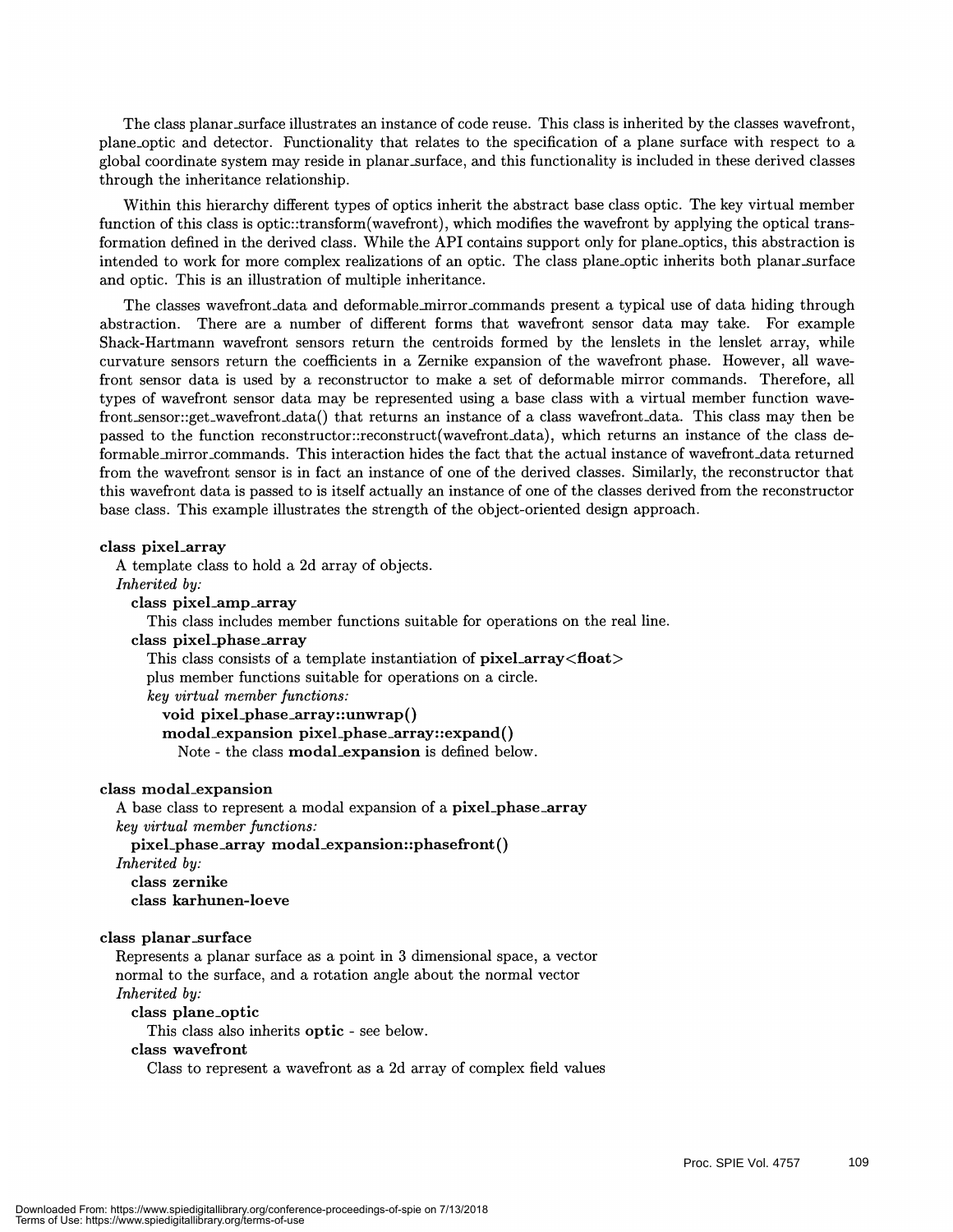The class planar_surface illustrates an instance of code reuse. This class is inherited by the classes wavefront, plane_optic and detector. Functionality that relates to the specification of a plane surface with respect to a global coordinate system may reside in planar_surface, and this functionality is included in these derived classes through the inheritance relationship.

Within this hierarchy different types of optics inherit the abstract base class optic. The key virtual member function of this class is optic::transform(wavefront), which modifies the wavefront by applying the optical transformation defined in the derived class. While the API contains support only for plane_optics, this abstraction is intended to work for more complex realizations of an optic. The class plane_optic inherits both planar_surface and optic. This is an illustration of multiple inheritance.

The classes wavefront_data and deformable_mirror_commands present a typical use of data hiding through abstraction. There are a number of different forms that wavefront sensor data may take. For example Shack-Hartmann wavefront sensors return the centroids formed by the lenslets in the lenslet array, while curvature sensors return the coefficients in a Zernike expansion of the wavefront phase. However, all wavefront sensor data is used by a reconstructor to make a set of deformable mirror commands. Therefore, all types of wavefront sensor data may be represented using a base class with a virtual member function wavefront_sensor::get_wavefront_data() that returns an instance of a class wavefront_data. This class may then be passed to the function reconstructor::reconstruct(wavefront_data), which returns an instance of the class deformable_mirror_commands. This interaction hides the fact that the actual instance of wavefront_data returned from the wavefront sensor is in fact an instance of one of the derived classes. Similarly, the reconstructor that this wavefront data is passed to is itself actually an instance of one of the classes derived from the reconstructor base class. This example illustrates the strength of the object-oriented design approach.

**class pixel_array**
- A template class to hold a 2d array of objects.
- *Inherited by:*
  - **class pixel_amp_array**
    - This class includes member functions suitable for operations on the real line.
  - **class pixel_phase_array**
    - This class consists of a template instantiation of **pixel_array<float>** plus member functions suitable for operations on a circle.
    - *key virtual member functions:*
      - **void pixel_phase_array::unwrap()**
      - **modal_expansion pixel_phase_array::expand()**
        - Note - the class **modal_expansion** is defined below.

**class modal_expansion**
- A base class to represent a modal expansion of a **pixel_phase_array**
- *key virtual member functions:*
  - **pixel_phase_array modal_expansion::phasefront()**
- *Inherited by:*
  - **class zernike**
  - **class karhunen-loeve**

**class planar_surface**
- Represents a planar surface as a point in 3 dimensional space, a vector normal to the surface, and a rotation angle about the normal vector
- *Inherited by:*
  - **class plane_optic**
    - This class also inherits **optic** - see below.
  - **class wavefront**
    - Class to represent a wavefront as a 2d array of complex field values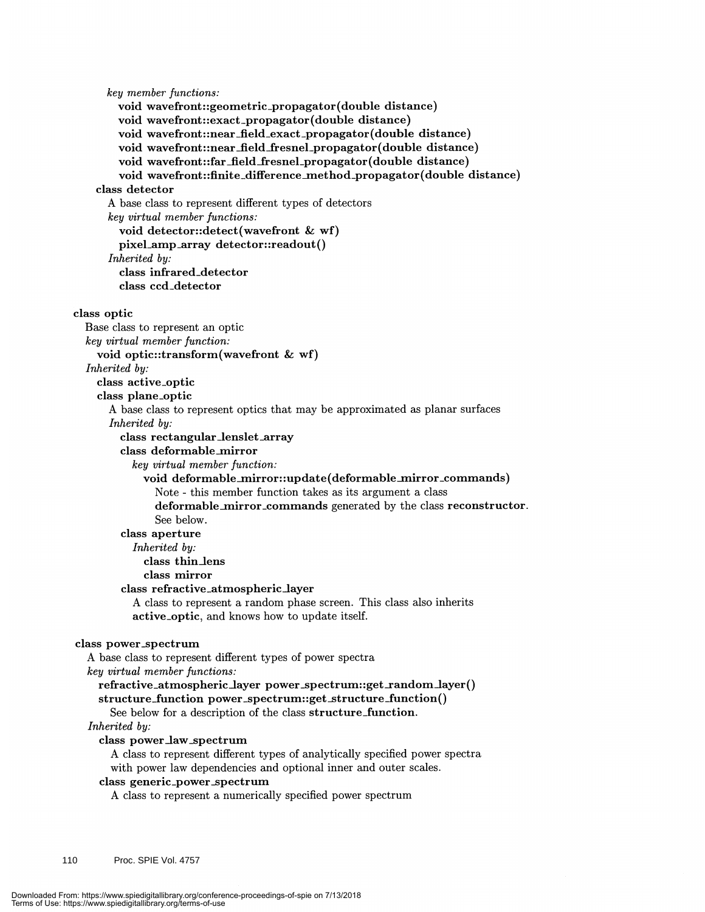*key member functions:*

**void wavefront::geometric_propagator(double distance)**
**void wavefront::exact_propagator(double distance)**
**void wavefront::near_field_exact_propagator(double distance)**
**void wavefront::near_field_fresnel_propagator(double distance)**
**void wavefront::far_field_fresnel_propagator(double distance)**
**void wavefront::finite_difference_method_propagator(double distance)**

**class detector**

A base class to represent different types of detectors

*key virtual member functions:*

**void detector::detect(wavefront & wf)**
**pixel_amp_array detector::readout()**

*Inherited by:*

**class infrared_detector**
**class ccd_detector**

**class optic**

Base class to represent an optic

*key virtual member function:*

**void optic::transform(wavefront & wf)**

*Inherited by:*

**class active_optic**

**class plane_optic**

A base class to represent optics that may be approximated as planar surfaces

*Inherited by:*

**class rectangular_lenslet_array**

**class deformable_mirror**

*key virtual member function:*

**void deformable_mirror::update(deformable_mirror_commands)**

Note - this member function takes as its argument a class **deformable_mirror_commands** generated by the class **reconstructor**. See below.

**class aperture**

*Inherited by:*

**class thin_lens**
**class mirror**

**class refractive_atmospheric_layer**

A class to represent a random phase screen. This class also inherits **active_optic**, and knows how to update itself.

**class power_spectrum**

A base class to represent different types of power spectra

*key virtual member functions:*

**refractive_atmospheric_layer power_spectrum::get_random_layer()**
**structure_function power_spectrum::get_structure_function()**

See below for a description of the class **structure_function**.

*Inherited by:*

**class power_law_spectrum**

A class to represent different types of analytically specified power spectra with power law dependencies and optional inner and outer scales.

**class generic_power_spectrum**

A class to represent a numerically specified power spectrum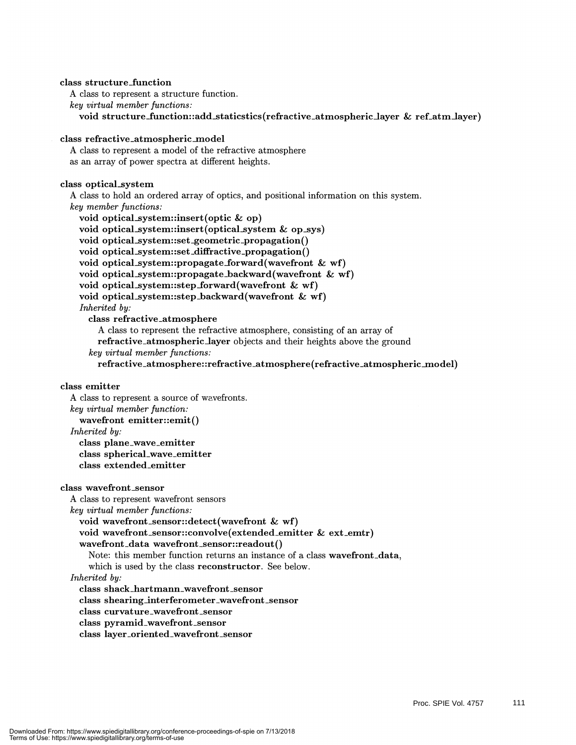**class structure_function**

A class to represent a structure function.

*key virtual member functions:*

**void structure_function::add_staticstics(refractive_atmospheric_layer & ref_atm_layer)**

**class refractive_atmospheric_model**

A class to represent a model of the refractive atmosphere as an array of power spectra at different heights.

**class optical_system**

A class to hold an ordered array of optics, and positional information on this system.

*key member functions:*

**void optical_system::insert(optic & op)**
**void optical_system::insert(optical_system & op_sys)**
**void optical_system::set_geometric_propagation()**
**void optical_system::set_diffractive_propagation()**
**void optical_system::propagate_forward(wavefront & wf)**
**void optical_system::propagate_backward(wavefront & wf)**
**void optical_system::step_forward(wavefront & wf)**
**void optical_system::step_backward(wavefront & wf)**

*Inherited by:*

**class refractive_atmosphere**

A class to represent the refractive atmosphere, consisting of an array of **refractive_atmospheric_layer** objects and their heights above the ground

*key virtual member functions:*

**refractive_atmosphere::refractive_atmosphere(refractive_atmospheric_model)**

**class emitter**

A class to represent a source of wavefronts.

*key virtual member function:*

**wavefront emitter::emit()**

*Inherited by:*

**class plane_wave_emitter**
**class spherical_wave_emitter**
**class extended_emitter**

**class wavefront_sensor**

A class to represent wavefront sensors

*key virtual member functions:*

**void wavefront_sensor::detect(wavefront & wf)**
**void wavefront_sensor::convolve(extended_emitter & ext_emtr)**
**wavefront_data wavefront_sensor::readout()**

Note: this member function returns an instance of a class **wavefront_data**, which is used by the class **reconstructor**. See below.

*Inherited by:*

**class shack_hartmann_wavefront_sensor**
**class shearing_interferometer_wavefront_sensor**
**class curvature_wavefront_sensor**
**class pyramid_wavefront_sensor**
**class layer_oriented_wavefront_sensor**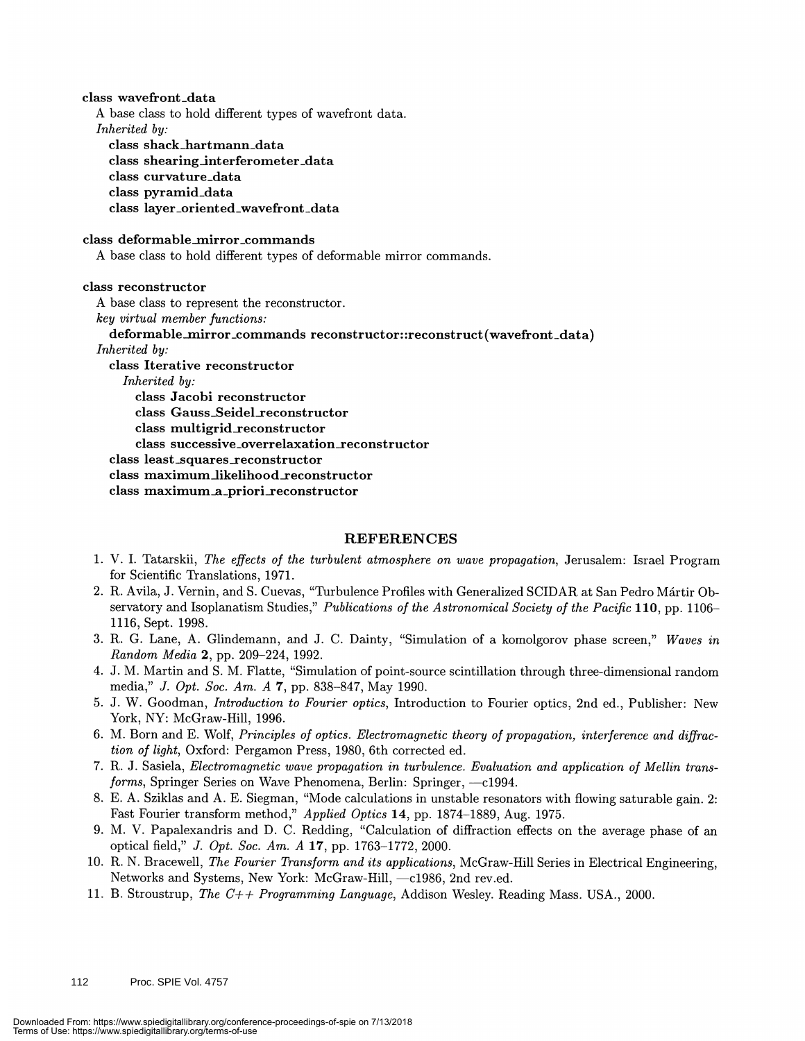**class wavefront_data**

A base class to hold different types of wavefront data.

*Inherited by:*

- **class shack_hartmann_data**
- **class shearing_interferometer_data**
- **class curvature_data**
- **class pyramid_data**
- **class layer_oriented_wavefront_data**

**class deformable_mirror_commands**

A base class to hold different types of deformable mirror commands.

**class reconstructor**

A base class to represent the reconstructor.

*key virtual member functions:*

**deformable_mirror_commands reconstructor::reconstruct(wavefront_data)**

*Inherited by:*

- **class Iterative reconstructor**

  *Inherited by:*

  - **class Jacobi reconstructor**
  - **class Gauss_Seidel_reconstructor**
  - **class multigrid_reconstructor**
  - **class successive_overrelaxation_reconstructor**
- **class least_squares_reconstructor**
- **class maximum_likelihood_reconstructor**
- **class maximum_a_priori_reconstructor**

## REFERENCES

1. V. I. Tatarskii, *The effects of the turbulent atmosphere on wave propagation*, Jerusalem: Israel Program for Scientific Translations, 1971.
2. R. Avila, J. Vernin, and S. Cuevas, "Turbulence Profiles with Generalized SCIDAR at San Pedro Mártir Observatory and Isoplanatism Studies," *Publications of the Astronomical Society of the Pacific* **110**, pp. 1106–1116, Sept. 1998.
3. R. G. Lane, A. Glindemann, and J. C. Dainty, "Simulation of a komolgorov phase screen," *Waves in Random Media* **2**, pp. 209–224, 1992.
4. J. M. Martin and S. M. Flatte, "Simulation of point-source scintillation through three-dimensional random media," *J. Opt. Soc. Am. A* **7**, pp. 838–847, May 1990.
5. J. W. Goodman, *Introduction to Fourier optics*, Introduction to Fourier optics, 2nd ed., Publisher: New York, NY: McGraw-Hill, 1996.
6. M. Born and E. Wolf, *Principles of optics. Electromagnetic theory of propagation, interference and diffraction of light*, Oxford: Pergamon Press, 1980, 6th corrected ed.
7. R. J. Sasiela, *Electromagnetic wave propagation in turbulence. Evaluation and application of Mellin transforms*, Springer Series on Wave Phenomena, Berlin: Springer, —c1994.
8. E. A. Sziklas and A. E. Siegman, "Mode calculations in unstable resonators with flowing saturable gain. 2: Fast Fourier transform method," *Applied Optics* **14**, pp. 1874–1889, Aug. 1975.
9. M. V. Papalexandris and D. C. Redding, "Calculation of diffraction effects on the average phase of an optical field," *J. Opt. Soc. Am. A* **17**, pp. 1763–1772, 2000.
10. R. N. Bracewell, *The Fourier Transform and its applications*, McGraw-Hill Series in Electrical Engineering, Networks and Systems, New York: McGraw-Hill, —c1986, 2nd rev.ed.
11. B. Stroustrup, *The C++ Programming Language*, Addison Wesley. Reading Mass. USA., 2000.